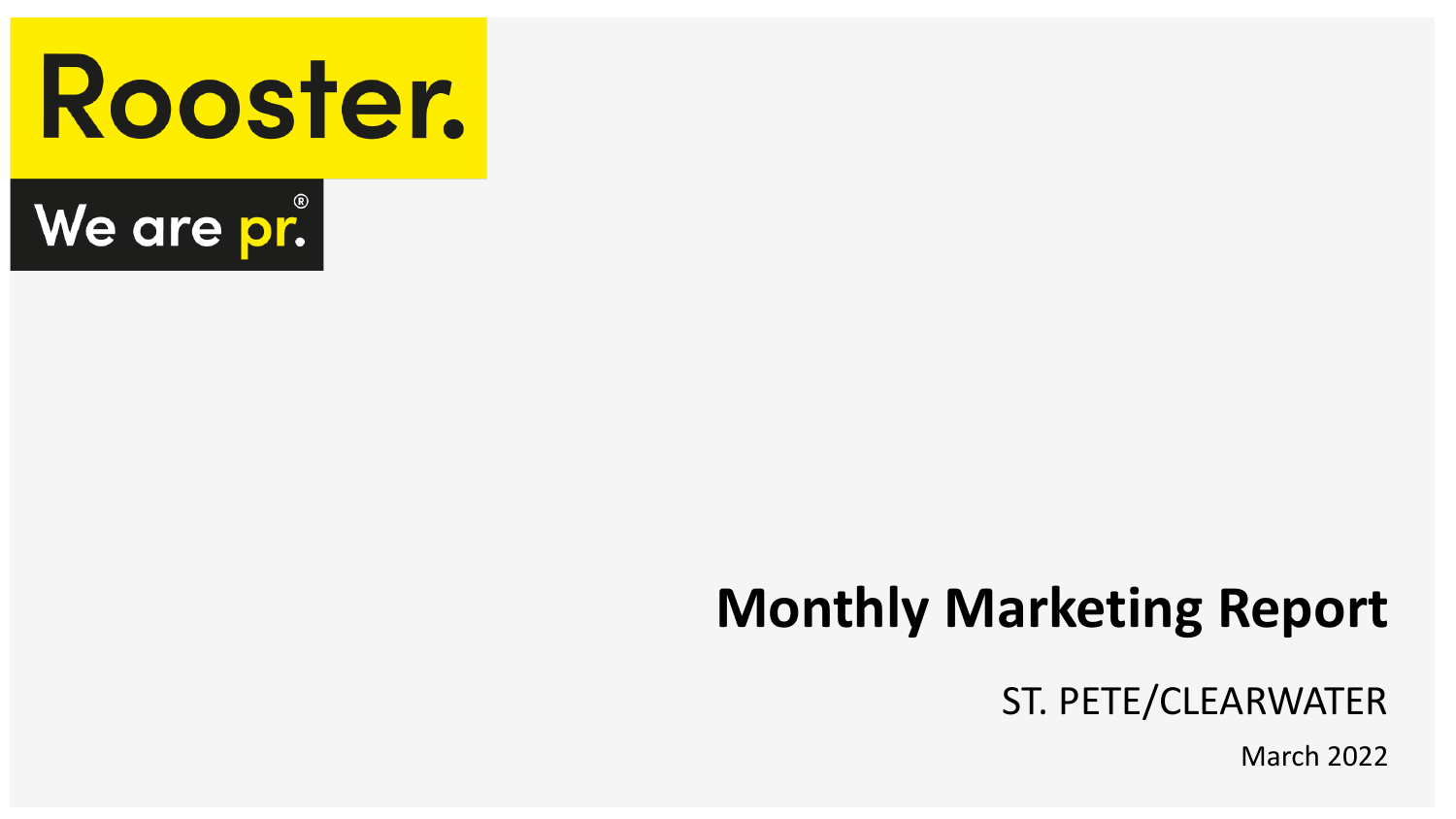Rooster.

We are pr.®

# Monthly Marketing Report

ST. PETE/CLEARWATER

March 2022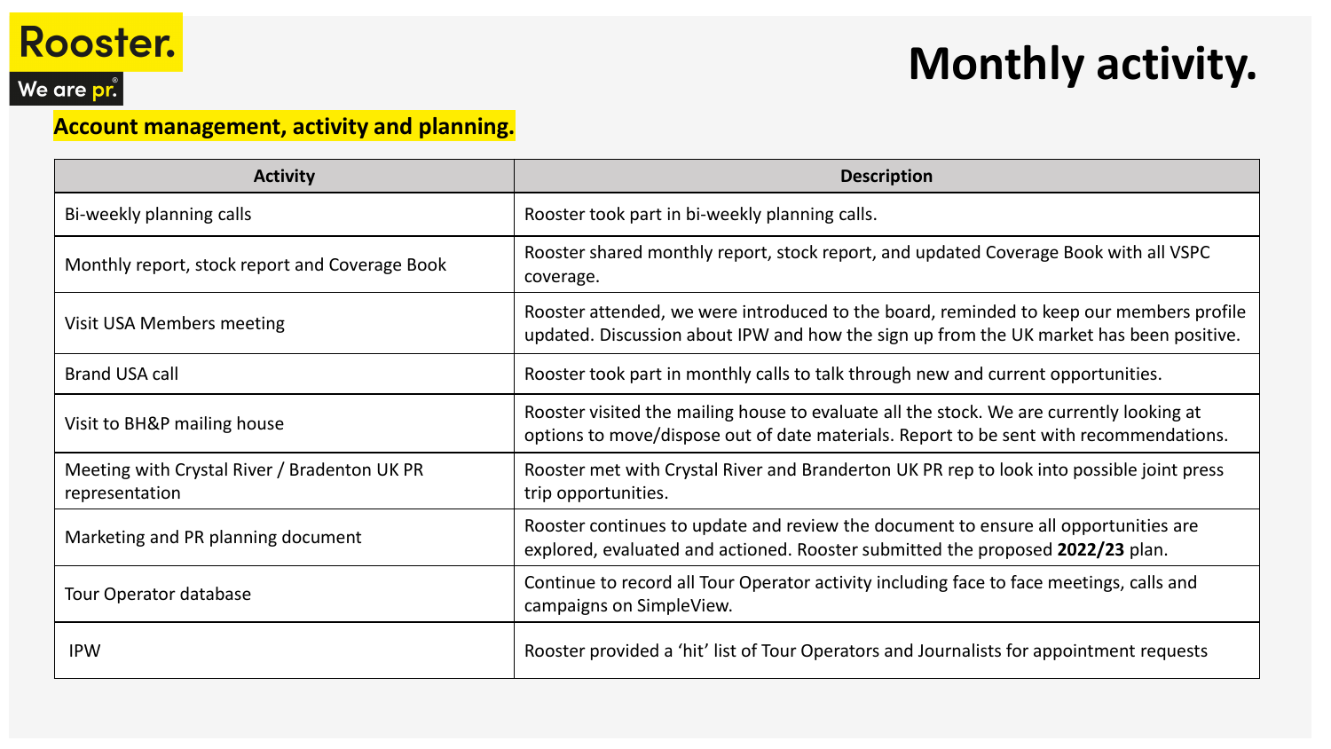Rooster.

We are pr.

# Monthly activity.

**Account management, activity and planning.**

| Activity | Description |
| --- | --- |
| Bi-weekly planning calls | Rooster took part in bi-weekly planning calls. |
| Monthly report, stock report and Coverage Book | Rooster shared monthly report, stock report, and updated Coverage Book with all VSPC coverage. |
| Visit USA Members meeting | Rooster attended, we were introduced to the board, reminded to keep our members profile updated. Discussion about IPW and how the sign up from the UK market has been positive. |
| Brand USA call | Rooster took part in monthly calls to talk through new and current opportunities. |
| Visit to BH&P mailing house | Rooster visited the mailing house to evaluate all the stock. We are currently looking at options to move/dispose out of date materials. Report to be sent with recommendations. |
| Meeting with Crystal River / Bradenton UK PR representation | Rooster met with Crystal River and Branderton UK PR rep to look into possible joint press trip opportunities. |
| Marketing and PR planning document | Rooster continues to update and review the document to ensure all opportunities are explored, evaluated and actioned. Rooster submitted the proposed **2022/23** plan. |
| Tour Operator database | Continue to record all Tour Operator activity including face to face meetings, calls and campaigns on SimpleView. |
| IPW | Rooster provided a 'hit' list of Tour Operators and Journalists for appointment requests |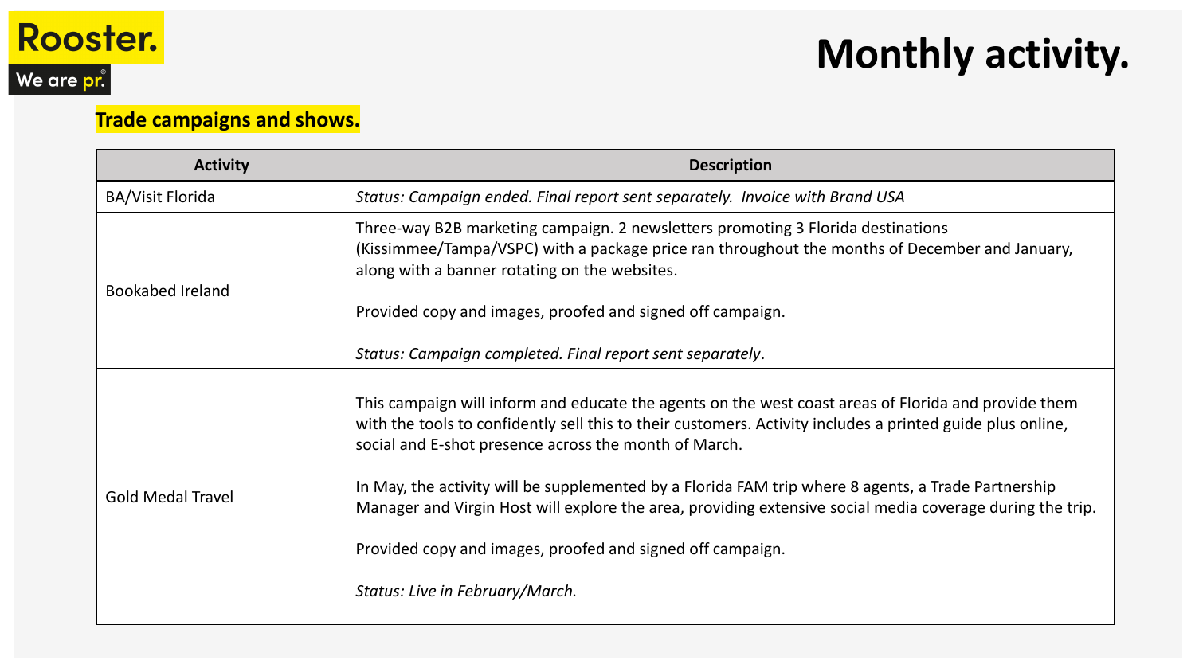Rooster.

We are pr.®

# Monthly activity.

## Trade campaigns and shows.

| Activity | Description |
|---|---|
| BA/Visit Florida | *Status: Campaign ended. Final report sent separately.  Invoice with Brand USA* |
| Bookabed Ireland | Three-way B2B marketing campaign. 2 newsletters promoting 3 Florida destinations (Kissimmee/Tampa/VSPC) with a package price ran throughout the months of December and January, along with a banner rotating on the websites.<br><br>Provided copy and images, proofed and signed off campaign.<br><br>*Status: Campaign completed. Final report sent separately*. |
| Gold Medal Travel | This campaign will inform and educate the agents on the west coast areas of Florida and provide them with the tools to confidently sell this to their customers. Activity includes a printed guide plus online, social and E-shot presence across the month of March.<br><br>In May, the activity will be supplemented by a Florida FAM trip where 8 agents, a Trade Partnership Manager and Virgin Host will explore the area, providing extensive social media coverage during the trip.<br><br>Provided copy and images, proofed and signed off campaign.<br><br>*Status: Live in February/March.* |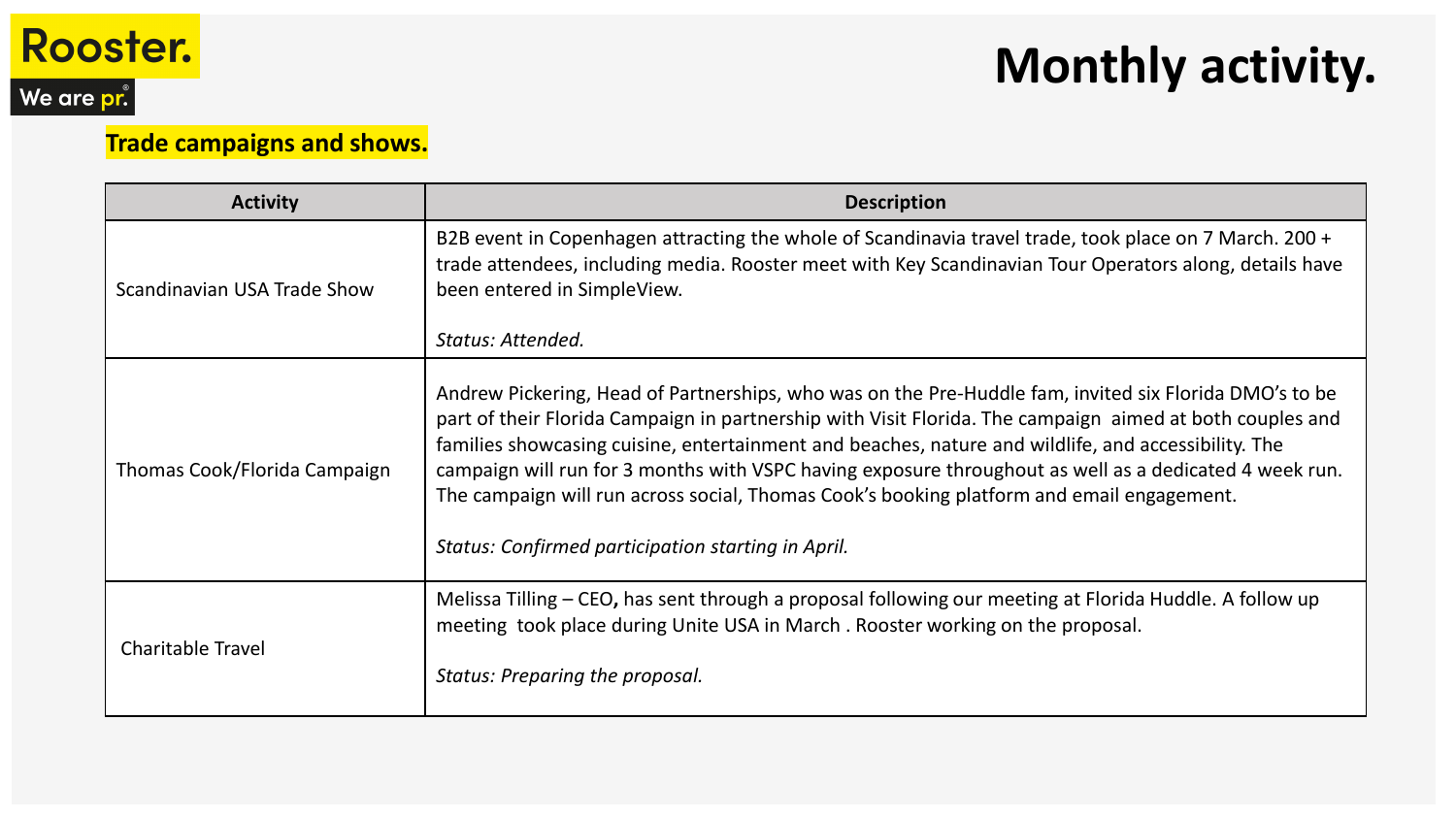Rooster.

We are pr.

# Monthly activity.

## Trade campaigns and shows.

| Activity | Description |
|---|---|
| Scandinavian USA Trade Show | B2B event in Copenhagen attracting the whole of Scandinavia travel trade, took place on 7 March. 200 + trade attendees, including media. Rooster meet with Key Scandinavian Tour Operators along, details have been entered in SimpleView.<br><br>*Status: Attended.* |
| Thomas Cook/Florida Campaign | Andrew Pickering, Head of Partnerships, who was on the Pre-Huddle fam, invited six Florida DMO's to be part of their Florida Campaign in partnership with Visit Florida. The campaign aimed at both couples and families showcasing cuisine, entertainment and beaches, nature and wildlife, and accessibility. The campaign will run for 3 months with VSPC having exposure throughout as well as a dedicated 4 week run. The campaign will run across social, Thomas Cook's booking platform and email engagement.<br><br>*Status: Confirmed participation starting in April.* |
| Charitable Travel | Melissa Tilling – CEO**,** has sent through a proposal following our meeting at Florida Huddle. A follow up meeting took place during Unite USA in March . Rooster working on the proposal.<br><br>*Status: Preparing the proposal.* |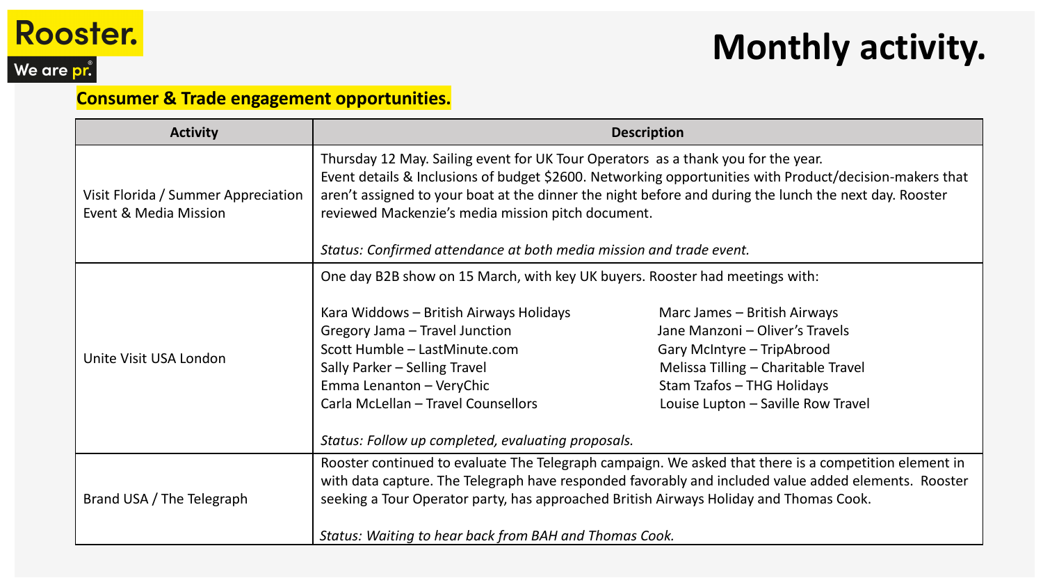Rooster.

We are pr.

# Monthly activity.

## Consumer & Trade engagement opportunities.

| Activity | Description |
|---|---|
| Visit Florida / Summer Appreciation Event & Media Mission | Thursday 12 May. Sailing event for UK Tour Operators as a thank you for the year. Event details & Inclusions of budget $2600. Networking opportunities with Product/decision-makers that aren't assigned to your boat at the dinner the night before and during the lunch the next day. Rooster reviewed Mackenzie's media mission pitch document. <br><br> *Status: Confirmed attendance at both media mission and trade event.* |
| Unite Visit USA London | One day B2B show on 15 March, with key UK buyers. Rooster had meetings with: <br><br> Kara Widdows – British Airways Holidays <br> Gregory Jama – Travel Junction <br> Scott Humble – LastMinute.com <br> Sally Parker – Selling Travel <br> Emma Lenanton – VeryChic <br> Carla McLellan – Travel Counsellors <br> Marc James – British Airways <br> Jane Manzoni – Oliver's Travels <br> Gary McIntyre – TripAbrood <br> Melissa Tilling – Charitable Travel <br> Stam Tzafos – THG Holidays <br> Louise Lupton – Saville Row Travel <br><br> *Status: Follow up completed, evaluating proposals.* |
| Brand USA / The Telegraph | Rooster continued to evaluate The Telegraph campaign. We asked that there is a competition element in with data capture. The Telegraph have responded favorably and included value added elements. Rooster seeking a Tour Operator party, has approached British Airways Holiday and Thomas Cook. <br><br> *Status: Waiting to hear back from BAH and Thomas Cook.* |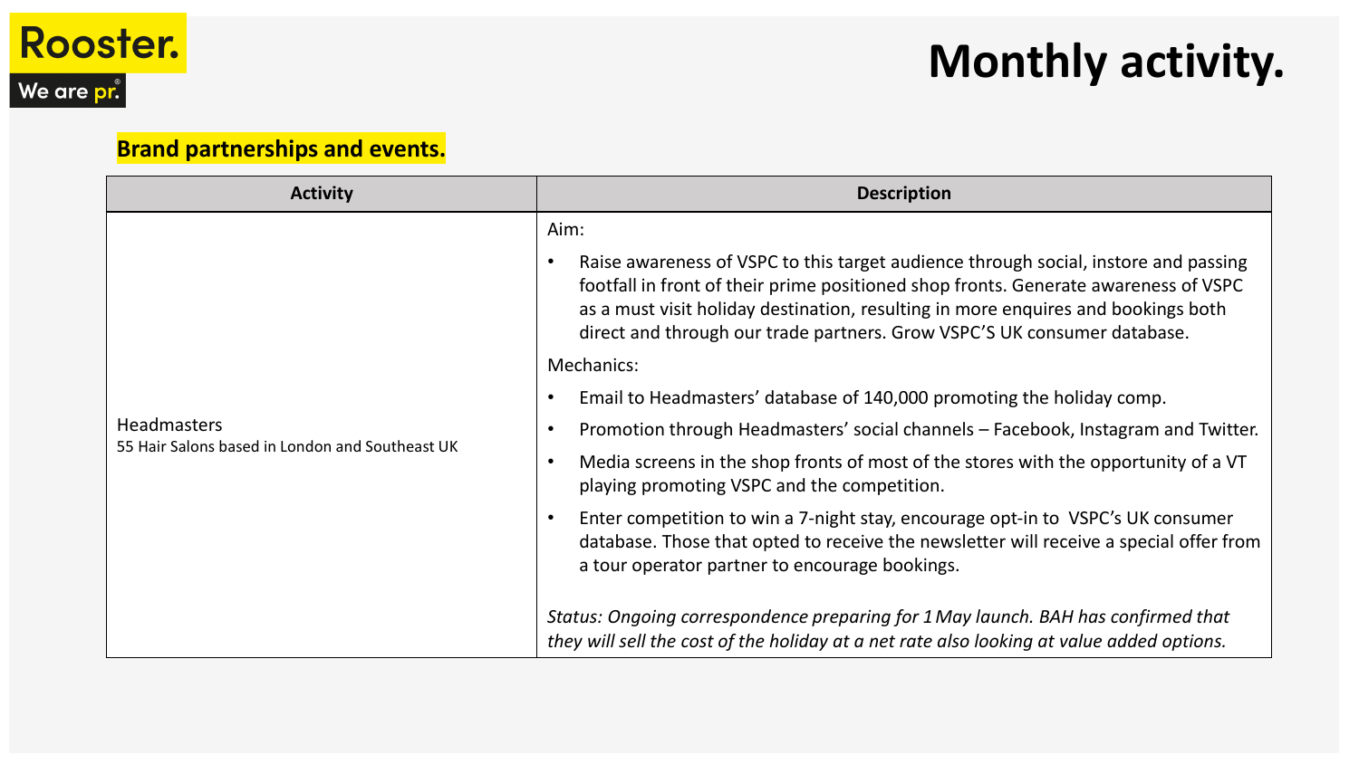# Monthly activity.

## Brand partnerships and events.

| Activity | Description |
| --- | --- |
| Headmasters<br>55 Hair Salons based in London and Southeast UK | Aim:<br>• Raise awareness of VSPC to this target audience through social, instore and passing footfall in front of their prime positioned shop fronts. Generate awareness of VSPC as a must visit holiday destination, resulting in more enquires and bookings both direct and through our trade partners. Grow VSPC'S UK consumer database.<br>Mechanics:<br>• Email to Headmasters' database of 140,000 promoting the holiday comp.<br>• Promotion through Headmasters' social channels – Facebook, Instagram and Twitter.<br>• Media screens in the shop fronts of most of the stores with the opportunity of a VT playing promoting VSPC and the competition.<br>• Enter competition to win a 7-night stay, encourage opt-in to VSPC's UK consumer database. Those that opted to receive the newsletter will receive a special offer from a tour operator partner to encourage bookings.<br><br>*Status: Ongoing correspondence preparing for 1 May launch. BAH has confirmed that they will sell the cost of the holiday at a net rate also looking at value added options.* |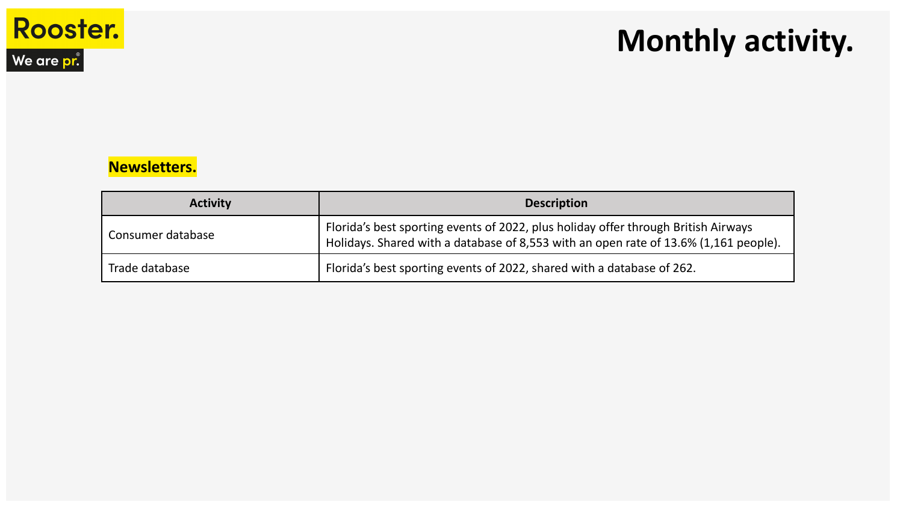# Monthly activity.

## Newsletters.

| Activity | Description |
| --- | --- |
| Consumer database | Florida's best sporting events of 2022, plus holiday offer through British Airways Holidays. Shared with a database of 8,553 with an open rate of 13.6% (1,161 people). |
| Trade database | Florida's best sporting events of 2022, shared with a database of 262. |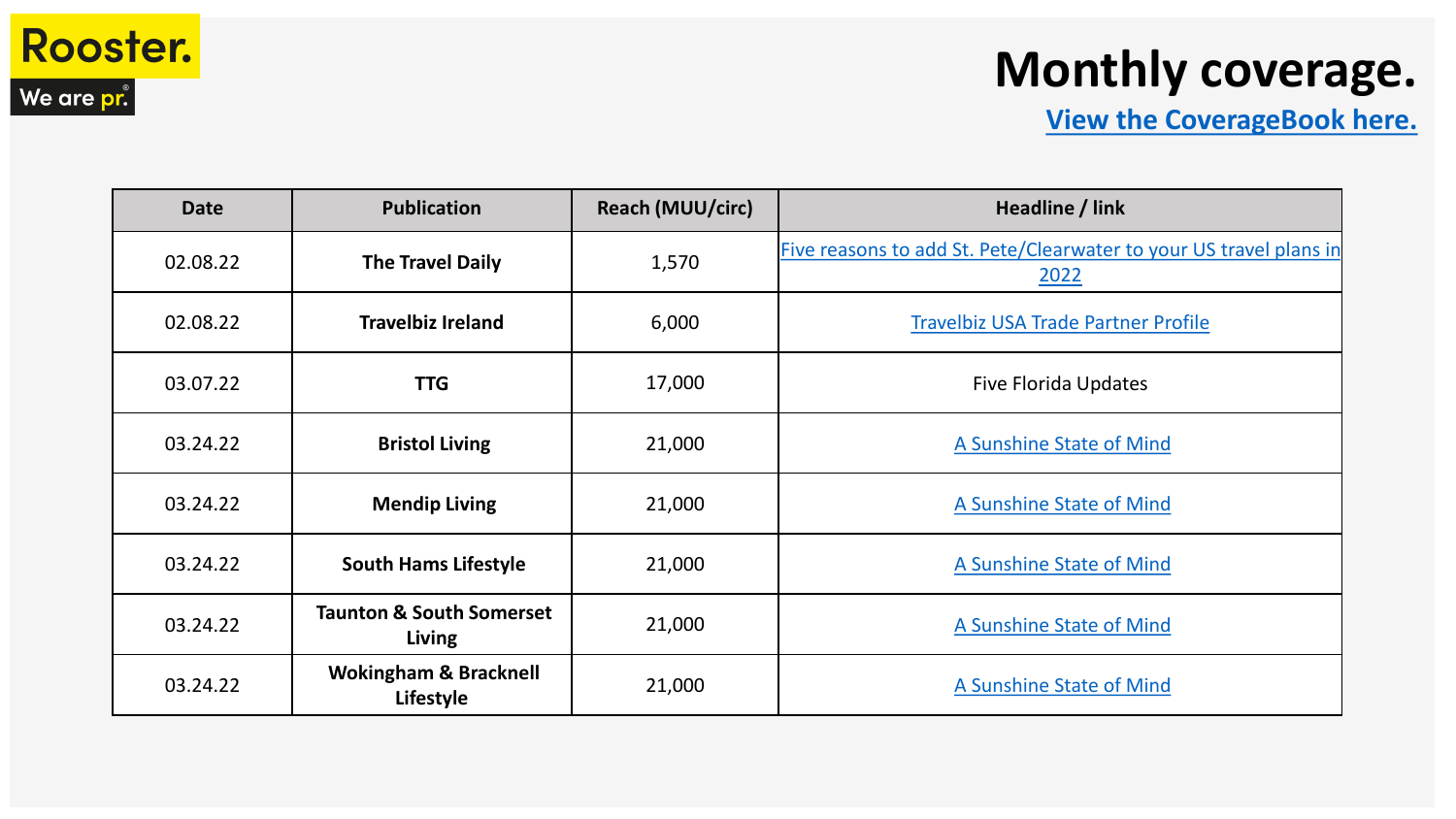Rooster.
We are pr.

# Monthly coverage.

**View the CoverageBook here.**

| Date | Publication | Reach (MUU/circ) | Headline / link |
|---|---|---|---|
| 02.08.22 | **The Travel Daily** | 1,570 | Five reasons to add St. Pete/Clearwater to your US travel plans in 2022 |
| 02.08.22 | **Travelbiz Ireland** | 6,000 | Travelbiz USA Trade Partner Profile |
| 03.07.22 | **TTG** | 17,000 | Five Florida Updates |
| 03.24.22 | **Bristol Living** | 21,000 | A Sunshine State of Mind |
| 03.24.22 | **Mendip Living** | 21,000 | A Sunshine State of Mind |
| 03.24.22 | **South Hams Lifestyle** | 21,000 | A Sunshine State of Mind |
| 03.24.22 | **Taunton & South Somerset Living** | 21,000 | A Sunshine State of Mind |
| 03.24.22 | **Wokingham & Bracknell Lifestyle** | 21,000 | A Sunshine State of Mind |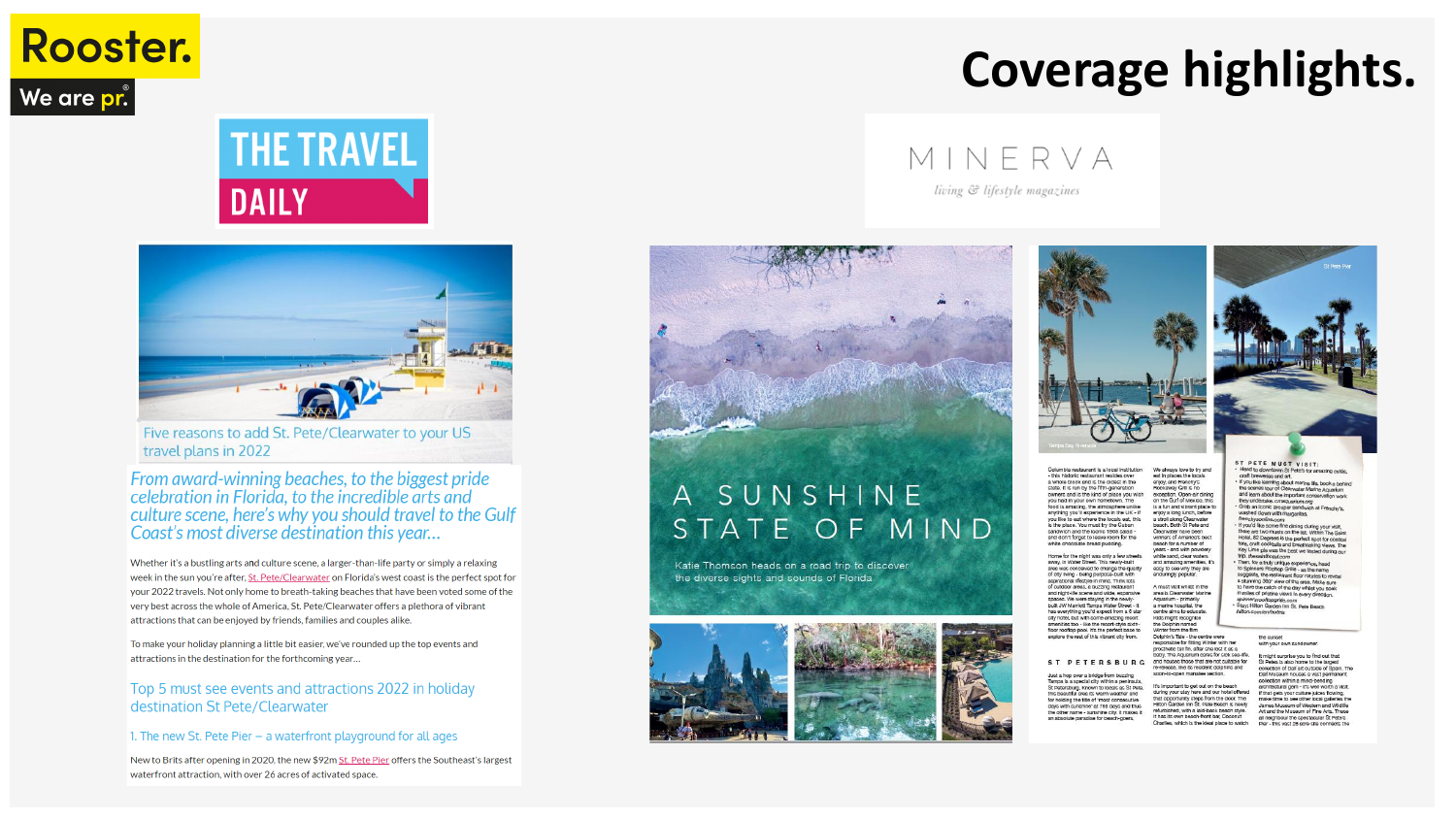Rooster.

We are pr.

# Coverage highlights.

THE TRAVEL DAILY

Five reasons to add St. Pete/Clearwater to your US travel plans in 2022

*From award-winning beaches, to the biggest pride celebration in Florida, to the incredible arts and culture scene, here's why you should travel to the Gulf Coast's most diverse destination this year...*

Whether it's a bustling arts and culture scene, a larger-than-life party or simply a relaxing week in the sun you're after, St. Pete/Clearwater on Florida's west coast is the perfect spot for your 2022 travels. Not only home to breath-taking beaches that have been voted some of the very best across the whole of America, St. Pete/Clearwater offers a plethora of vibrant attractions that can be enjoyed by friends, families and couples alike.

To make your holiday planning a little bit easier, we've rounded up the top events and attractions in the destination for the forthcoming year…

Top 5 must see events and attractions 2022 in holiday destination St Pete/Clearwater

1. The new St. Pete Pier – a waterfront playground for all ages

New to Brits after opening in 2020, the new $92m St. Pete Pier offers the Southeast's largest waterfront attraction, with over 26 acres of activated space.

MINERVA

living & lifestyle magazines

A SUNSHINE STATE OF MIND

Katie Thomson heads on a road trip to discover the diverse sights and sounds of Florida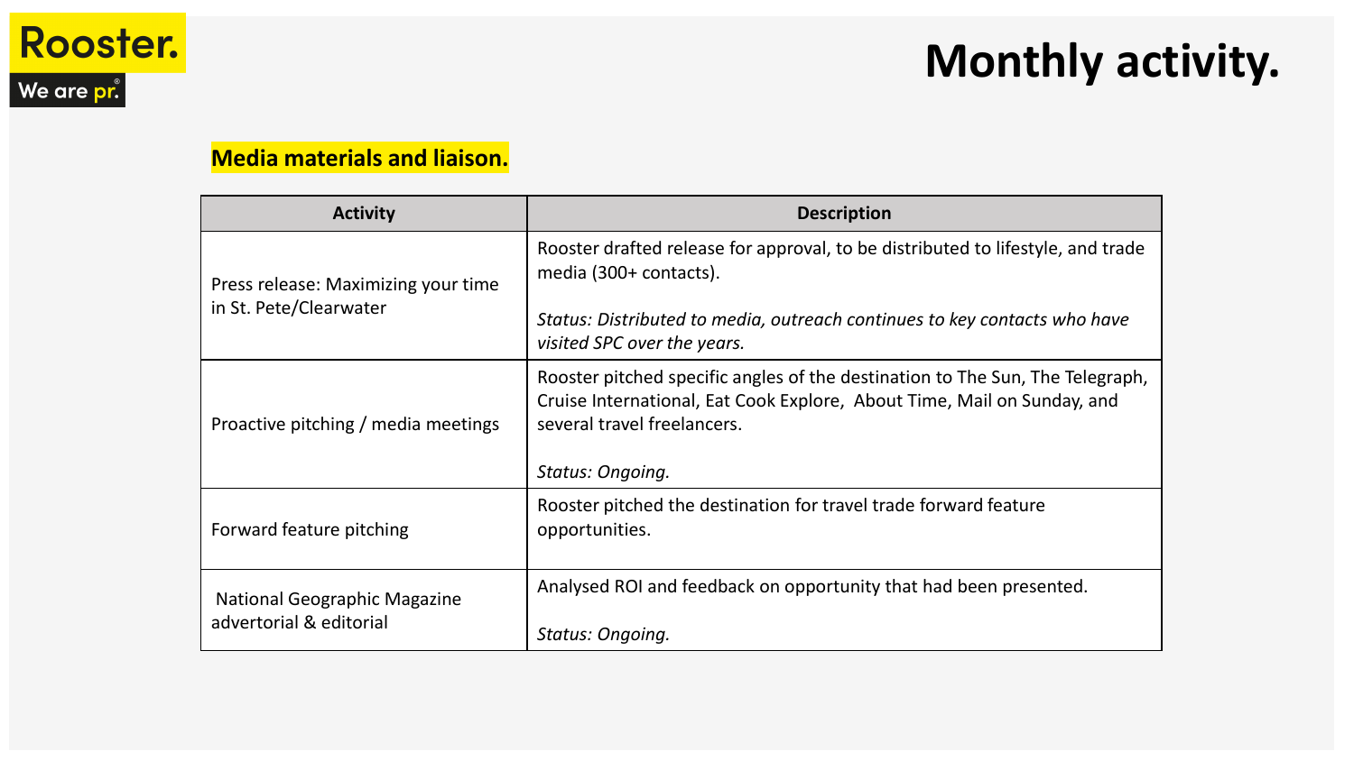Rooster.
We are pr.

# Monthly activity.

## Media materials and liaison.

| Activity | Description |
|---|---|
| Press release: Maximizing your time in St. Pete/Clearwater | Rooster drafted release for approval, to be distributed to lifestyle, and trade media (300+ contacts).<br><br>*Status: Distributed to media, outreach continues to key contacts who have visited SPC over the years.* |
| Proactive pitching / media meetings | Rooster pitched specific angles of the destination to The Sun, The Telegraph, Cruise International, Eat Cook Explore, About Time, Mail on Sunday, and several travel freelancers.<br><br>*Status: Ongoing.* |
| Forward feature pitching | Rooster pitched the destination for travel trade forward feature opportunities. |
| National Geographic Magazine advertorial & editorial | Analysed ROI and feedback on opportunity that had been presented.<br><br>*Status: Ongoing.* |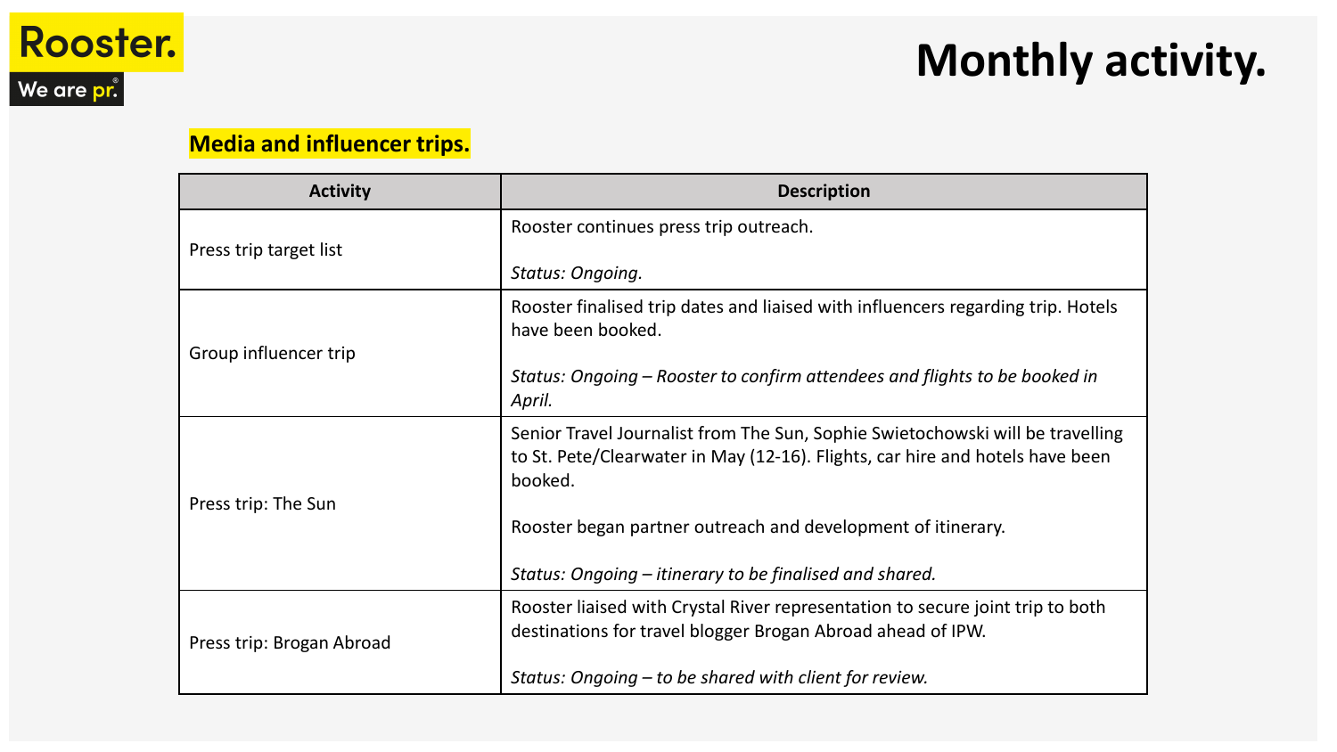Rooster.
We are pr.®

# Monthly activity.

## Media and influencer trips.

| Activity | Description |
| --- | --- |
| Press trip target list | Rooster continues press trip outreach.<br><br>*Status: Ongoing.* |
| Group influencer trip | Rooster finalised trip dates and liaised with influencers regarding trip. Hotels have been booked.<br><br>*Status: Ongoing – Rooster to confirm attendees and flights to be booked in April.* |
| Press trip: The Sun | Senior Travel Journalist from The Sun, Sophie Swietochowski will be travelling to St. Pete/Clearwater in May (12-16). Flights, car hire and hotels have been booked.<br><br>Rooster began partner outreach and development of itinerary.<br><br>*Status: Ongoing – itinerary to be finalised and shared.* |
| Press trip: Brogan Abroad | Rooster liaised with Crystal River representation to secure joint trip to both destinations for travel blogger Brogan Abroad ahead of IPW.<br><br>*Status: Ongoing – to be shared with client for review.* |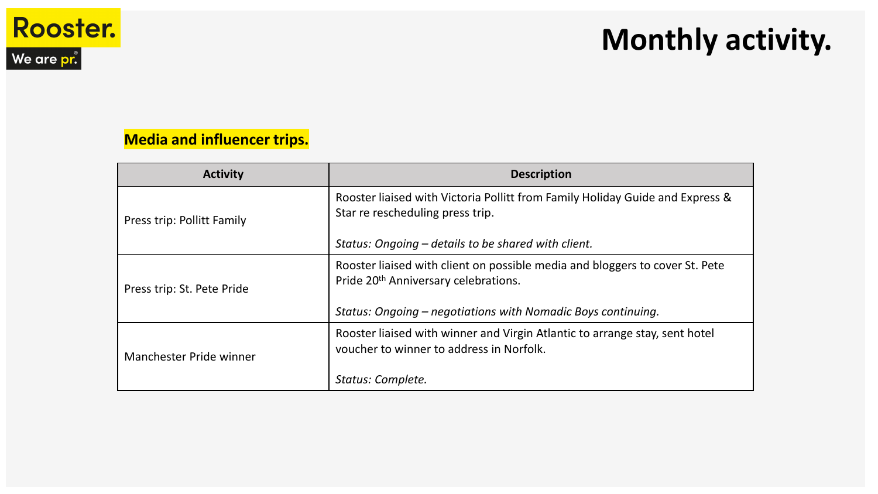# Monthly activity.

## Media and influencer trips.

| Activity | Description |
|---|---|
| Press trip: Pollitt Family | Rooster liaised with Victoria Pollitt from Family Holiday Guide and Express & Star re rescheduling press trip.<br><br>*Status: Ongoing – details to be shared with client.* |
| Press trip: St. Pete Pride | Rooster liaised with client on possible media and bloggers to cover St. Pete Pride 20th Anniversary celebrations.<br><br>*Status: Ongoing – negotiations with Nomadic Boys continuing.* |
| Manchester Pride winner | Rooster liaised with winner and Virgin Atlantic to arrange stay, sent hotel voucher to winner to address in Norfolk.<br><br>*Status: Complete.* |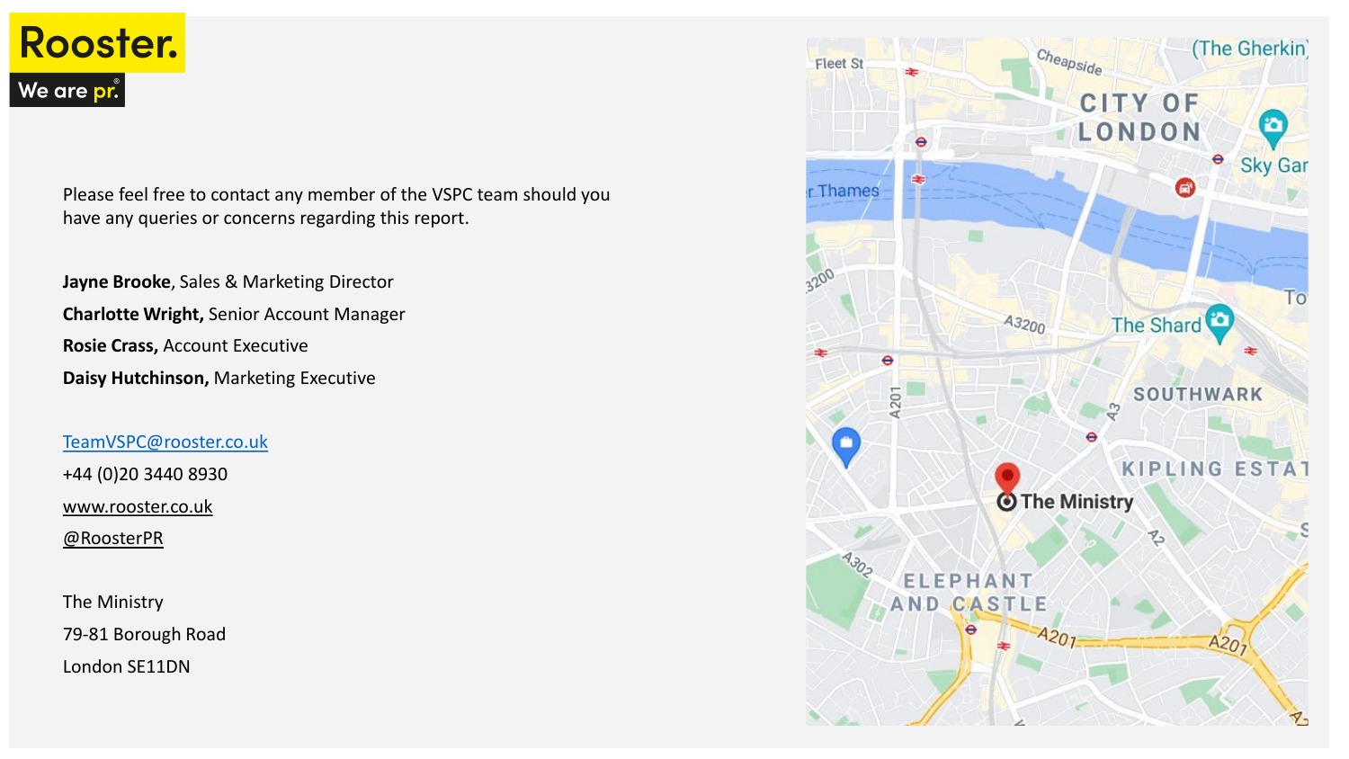Rooster.

We are pr.

Please feel free to contact any member of the VSPC team should you have any queries or concerns regarding this report.

**Jayne Brooke**, Sales & Marketing Director

**Charlotte Wright**, Senior Account Manager

**Rosie Crass,** Account Executive

**Daisy Hutchinson,** Marketing Executive

TeamVSPC@rooster.co.uk

+44 (0)20 3440 8930

www.rooster.co.uk

@RoosterPR

The Ministry

79-81 Borough Road

London SE11DN